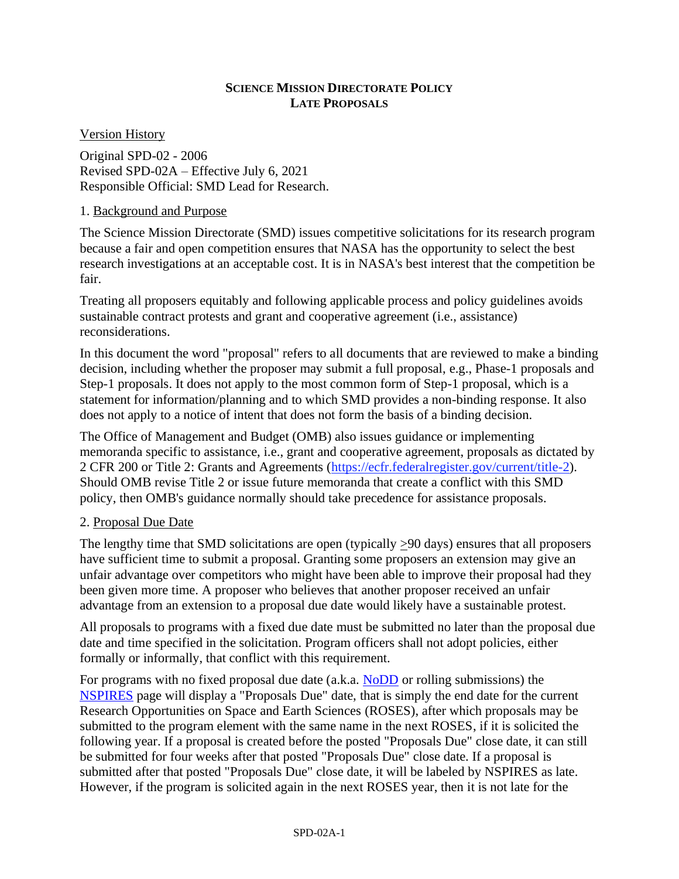**SCIENCE MISSION DIRECTORATE POLICY**
**LATE PROPOSALS**

Version History

Original SPD-02 - 2006
Revised SPD-02A – Effective July 6, 2021
Responsible Official: SMD Lead for Research.

1. Background and Purpose

The Science Mission Directorate (SMD) issues competitive solicitations for its research program because a fair and open competition ensures that NASA has the opportunity to select the best research investigations at an acceptable cost. It is in NASA's best interest that the competition be fair.

Treating all proposers equitably and following applicable process and policy guidelines avoids sustainable contract protests and grant and cooperative agreement (i.e., assistance) reconsiderations.

In this document the word "proposal" refers to all documents that are reviewed to make a binding decision, including whether the proposer may submit a full proposal, e.g., Phase-1 proposals and Step-1 proposals. It does not apply to the most common form of Step-1 proposal, which is a statement for information/planning and to which SMD provides a non-binding response. It also does not apply to a notice of intent that does not form the basis of a binding decision.

The Office of Management and Budget (OMB) also issues guidance or implementing memoranda specific to assistance, i.e., grant and cooperative agreement, proposals as dictated by 2 CFR 200 or Title 2: Grants and Agreements (https://ecfr.federalregister.gov/current/title-2). Should OMB revise Title 2 or issue future memoranda that create a conflict with this SMD policy, then OMB's guidance normally should take precedence for assistance proposals.

2. Proposal Due Date

The lengthy time that SMD solicitations are open (typically ≥90 days) ensures that all proposers have sufficient time to submit a proposal. Granting some proposers an extension may give an unfair advantage over competitors who might have been able to improve their proposal had they been given more time. A proposer who believes that another proposer received an unfair advantage from an extension to a proposal due date would likely have a sustainable protest.

All proposals to programs with a fixed due date must be submitted no later than the proposal due date and time specified in the solicitation. Program officers shall not adopt policies, either formally or informally, that conflict with this requirement.

For programs with no fixed proposal due date (a.k.a. NoDD or rolling submissions) the NSPIRES page will display a "Proposals Due" date, that is simply the end date for the current Research Opportunities on Space and Earth Sciences (ROSES), after which proposals may be submitted to the program element with the same name in the next ROSES, if it is solicited the following year. If a proposal is created before the posted "Proposals Due" close date, it can still be submitted for four weeks after that posted "Proposals Due" close date. If a proposal is submitted after that posted "Proposals Due" close date, it will be labeled by NSPIRES as late. However, if the program is solicited again in the next ROSES year, then it is not late for the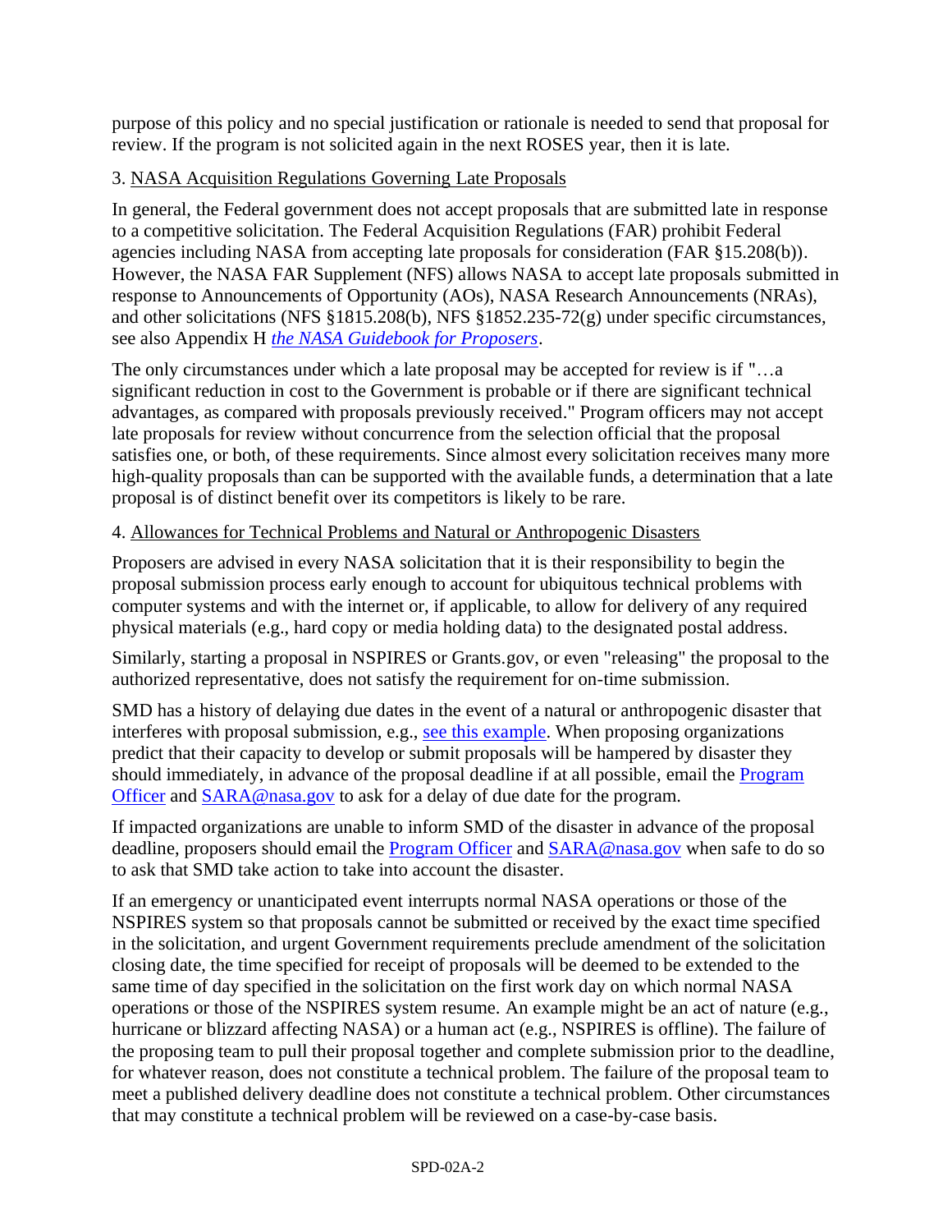purpose of this policy and no special justification or rationale is needed to send that proposal for review. If the program is not solicited again in the next ROSES year, then it is late.

3. NASA Acquisition Regulations Governing Late Proposals

In general, the Federal government does not accept proposals that are submitted late in response to a competitive solicitation. The Federal Acquisition Regulations (FAR) prohibit Federal agencies including NASA from accepting late proposals for consideration (FAR §15.208(b)). However, the NASA FAR Supplement (NFS) allows NASA to accept late proposals submitted in response to Announcements of Opportunity (AOs), NASA Research Announcements (NRAs), and other solicitations (NFS §1815.208(b), NFS §1852.235-72(g) under specific circumstances, see also Appendix H *the NASA Guidebook for Proposers*.

The only circumstances under which a late proposal may be accepted for review is if "…a significant reduction in cost to the Government is probable or if there are significant technical advantages, as compared with proposals previously received." Program officers may not accept late proposals for review without concurrence from the selection official that the proposal satisfies one, or both, of these requirements. Since almost every solicitation receives many more high-quality proposals than can be supported with the available funds, a determination that a late proposal is of distinct benefit over its competitors is likely to be rare.

4. Allowances for Technical Problems and Natural or Anthropogenic Disasters

Proposers are advised in every NASA solicitation that it is their responsibility to begin the proposal submission process early enough to account for ubiquitous technical problems with computer systems and with the internet or, if applicable, to allow for delivery of any required physical materials (e.g., hard copy or media holding data) to the designated postal address.

Similarly, starting a proposal in NSPIRES or Grants.gov, or even "releasing" the proposal to the authorized representative, does not satisfy the requirement for on-time submission.

SMD has a history of delaying due dates in the event of a natural or anthropogenic disaster that interferes with proposal submission, e.g., see this example. When proposing organizations predict that their capacity to develop or submit proposals will be hampered by disaster they should immediately, in advance of the proposal deadline if at all possible, email the Program Officer and SARA@nasa.gov to ask for a delay of due date for the program.

If impacted organizations are unable to inform SMD of the disaster in advance of the proposal deadline, proposers should email the Program Officer and SARA@nasa.gov when safe to do so to ask that SMD take action to take into account the disaster.

If an emergency or unanticipated event interrupts normal NASA operations or those of the NSPIRES system so that proposals cannot be submitted or received by the exact time specified in the solicitation, and urgent Government requirements preclude amendment of the solicitation closing date, the time specified for receipt of proposals will be deemed to be extended to the same time of day specified in the solicitation on the first work day on which normal NASA operations or those of the NSPIRES system resume. An example might be an act of nature (e.g., hurricane or blizzard affecting NASA) or a human act (e.g., NSPIRES is offline). The failure of the proposing team to pull their proposal together and complete submission prior to the deadline, for whatever reason, does not constitute a technical problem. The failure of the proposal team to meet a published delivery deadline does not constitute a technical problem. Other circumstances that may constitute a technical problem will be reviewed on a case-by-case basis.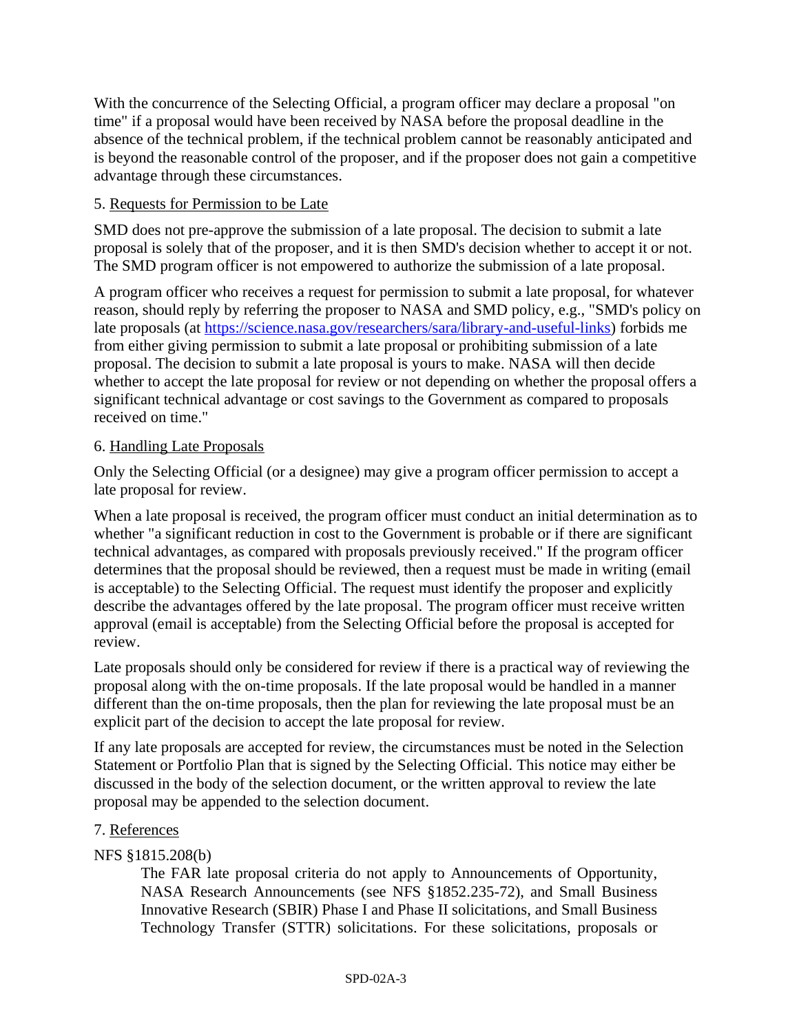With the concurrence of the Selecting Official, a program officer may declare a proposal "on time" if a proposal would have been received by NASA before the proposal deadline in the absence of the technical problem, if the technical problem cannot be reasonably anticipated and is beyond the reasonable control of the proposer, and if the proposer does not gain a competitive advantage through these circumstances.

5. Requests for Permission to be Late

SMD does not pre-approve the submission of a late proposal. The decision to submit a late proposal is solely that of the proposer, and it is then SMD's decision whether to accept it or not. The SMD program officer is not empowered to authorize the submission of a late proposal.

A program officer who receives a request for permission to submit a late proposal, for whatever reason, should reply by referring the proposer to NASA and SMD policy, e.g., "SMD's policy on late proposals (at [https://science.nasa.gov/researchers/sara/library-and-useful-links](https://science.nasa.gov/researchers/sara/library-and-useful-links)) forbids me from either giving permission to submit a late proposal or prohibiting submission of a late proposal. The decision to submit a late proposal is yours to make. NASA will then decide whether to accept the late proposal for review or not depending on whether the proposal offers a significant technical advantage or cost savings to the Government as compared to proposals received on time."

6. Handling Late Proposals

Only the Selecting Official (or a designee) may give a program officer permission to accept a late proposal for review.

When a late proposal is received, the program officer must conduct an initial determination as to whether "a significant reduction in cost to the Government is probable or if there are significant technical advantages, as compared with proposals previously received." If the program officer determines that the proposal should be reviewed, then a request must be made in writing (email is acceptable) to the Selecting Official. The request must identify the proposer and explicitly describe the advantages offered by the late proposal. The program officer must receive written approval (email is acceptable) from the Selecting Official before the proposal is accepted for review.

Late proposals should only be considered for review if there is a practical way of reviewing the proposal along with the on-time proposals. If the late proposal would be handled in a manner different than the on-time proposals, then the plan for reviewing the late proposal must be an explicit part of the decision to accept the late proposal for review.

If any late proposals are accepted for review, the circumstances must be noted in the Selection Statement or Portfolio Plan that is signed by the Selecting Official. This notice may either be discussed in the body of the selection document, or the written approval to review the late proposal may be appended to the selection document.

7. References

NFS §1815.208(b)

> The FAR late proposal criteria do not apply to Announcements of Opportunity, NASA Research Announcements (see NFS §1852.235-72), and Small Business Innovative Research (SBIR) Phase I and Phase II solicitations, and Small Business Technology Transfer (STTR) solicitations. For these solicitations, proposals or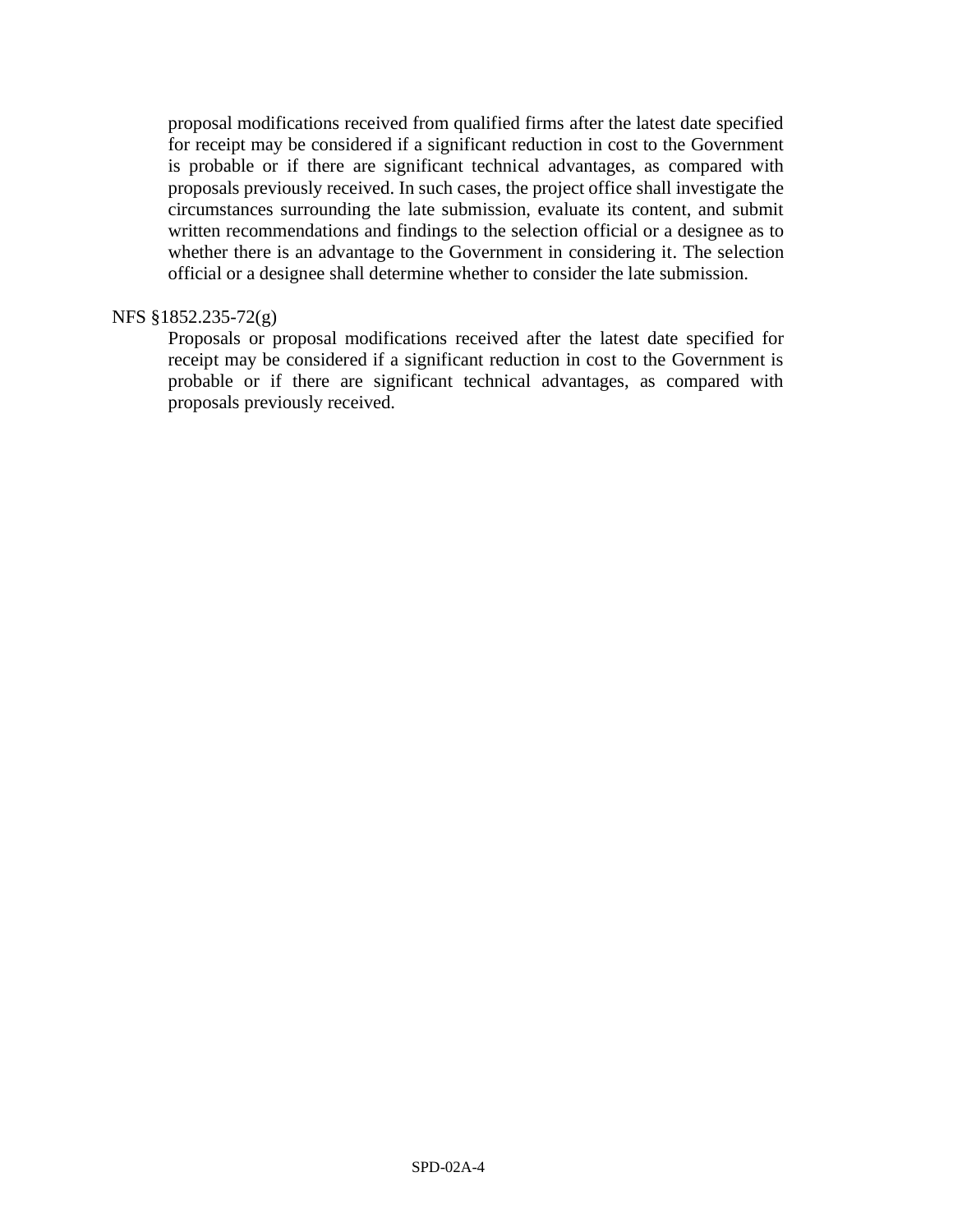proposal modifications received from qualified firms after the latest date specified for receipt may be considered if a significant reduction in cost to the Government is probable or if there are significant technical advantages, as compared with proposals previously received. In such cases, the project office shall investigate the circumstances surrounding the late submission, evaluate its content, and submit written recommendations and findings to the selection official or a designee as to whether there is an advantage to the Government in considering it. The selection official or a designee shall determine whether to consider the late submission.

NFS §1852.235-72(g)

Proposals or proposal modifications received after the latest date specified for receipt may be considered if a significant reduction in cost to the Government is probable or if there are significant technical advantages, as compared with proposals previously received.